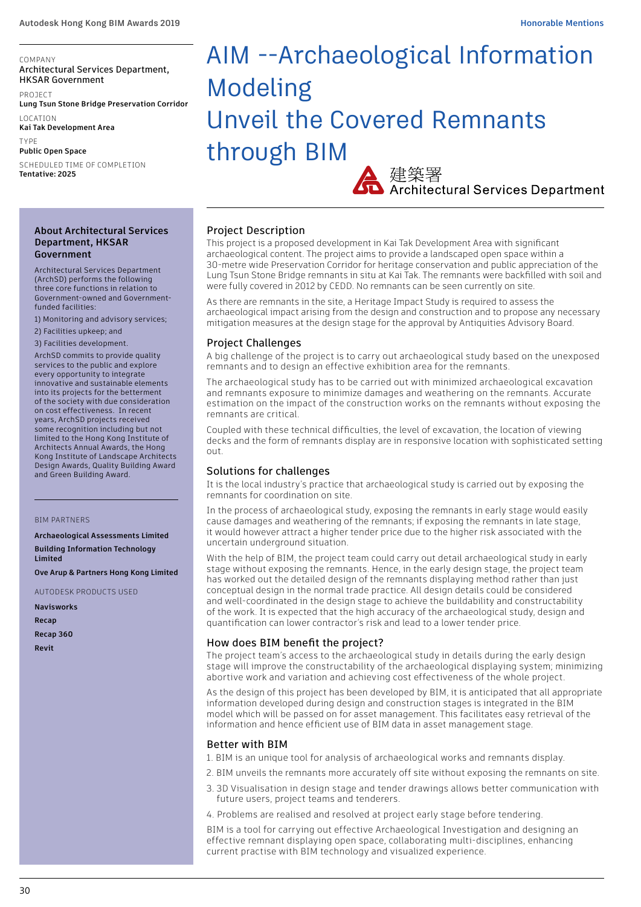COMPANY
Architectural Services Department, HKSAR Government

PROJECT
**Lung Tsun Stone Bridge Preservation Corridor**

LOCATION
**Kai Tak Development Area**

TYPE
**Public Open Space**

SCHEDULED TIME OF COMPLETION
**Tentative: 2025**

# AIM --Archaeological Information Modeling Unveil the Covered Remnants through BIM

建築署
Architectural Services Department

## Project Description

This project is a proposed development in Kai Tak Development Area with significant archaeological content. The project aims to provide a landscaped open space within a 30-metre wide Preservation Corridor for heritage conservation and public appreciation of the Lung Tsun Stone Bridge remnants in situ at Kai Tak. The remnants were backfilled with soil and were fully covered in 2012 by CEDD. No remnants can be seen currently on site.

As there are remnants in the site, a Heritage Impact Study is required to assess the archaeological impact arising from the design and construction and to propose any necessary mitigation measures at the design stage for the approval by Antiquities Advisory Board.

## Project Challenges

A big challenge of the project is to carry out archaeological study based on the unexposed remnants and to design an effective exhibition area for the remnants.

The archaeological study has to be carried out with minimized archaeological excavation and remnants exposure to minimize damages and weathering on the remnants. Accurate estimation on the impact of the construction works on the remnants without exposing the remnants are critical.

Coupled with these technical difficulties, the level of excavation, the location of viewing decks and the form of remnants display are in responsive location with sophisticated setting out.

## Solutions for challenges

It is the local industry's practice that archaeological study is carried out by exposing the remnants for coordination on site.

In the process of archaeological study, exposing the remnants in early stage would easily cause damages and weathering of the remnants; if exposing the remnants in late stage, it would however attract a higher tender price due to the higher risk associated with the uncertain underground situation.

With the help of BIM, the project team could carry out detail archaeological study in early stage without exposing the remnants. Hence, in the early design stage, the project team has worked out the detailed design of the remnants displaying method rather than just conceptual design in the normal trade practice. All design details could be considered and well-coordinated in the design stage to achieve the buildability and constructability of the work. It is expected that the high accuracy of the archaeological study, design and quantification can lower contractor's risk and lead to a lower tender price.

## How does BIM benefit the project?

The project team's access to the archaeological study in details during the early design stage will improve the constructability of the archaeological displaying system; minimizing abortive work and variation and achieving cost effectiveness of the whole project.

As the design of this project has been developed by BIM, it is anticipated that all appropriate information developed during design and construction stages is integrated in the BIM model which will be passed on for asset management. This facilitates easy retrieval of the information and hence efficient use of BIM data in asset management stage.

## Better with BIM

1. BIM is an unique tool for analysis of archaeological works and remnants display.
2. BIM unveils the remnants more accurately off site without exposing the remnants on site.
3. 3D Visualisation in design stage and tender drawings allows better communication with future users, project teams and tenderers.
4. Problems are realised and resolved at project early stage before tendering.

BIM is a tool for carrying out effective Archaeological Investigation and designing an effective remnant displaying open space, collaborating multi-disciplines, enhancing current practise with BIM technology and visualized experience.

### About Architectural Services Department, HKSAR Government

Architectural Services Department (ArchSD) performs the following three core functions in relation to Government-owned and Government-funded facilities:

1) Monitoring and advisory services;

2) Facilities upkeep; and

3) Facilities development.

ArchSD commits to provide quality services to the public and explore every opportunity to integrate innovative and sustainable elements into its projects for the betterment of the society with due consideration on cost effectiveness. In recent years, ArchSD projects received some recognition including but not limited to the Hong Kong Institute of Architects Annual Awards, the Hong Kong Institute of Landscape Architects Design Awards, Quality Building Award and Green Building Award.

BIM PARTNERS

**Archaeological Assessments Limited**

**Building Information Technology Limited**

**Ove Arup & Partners Hong Kong Limited**

AUTODESK PRODUCTS USED

**Navisworks**

**Recap**

**Recap 360**

**Revit**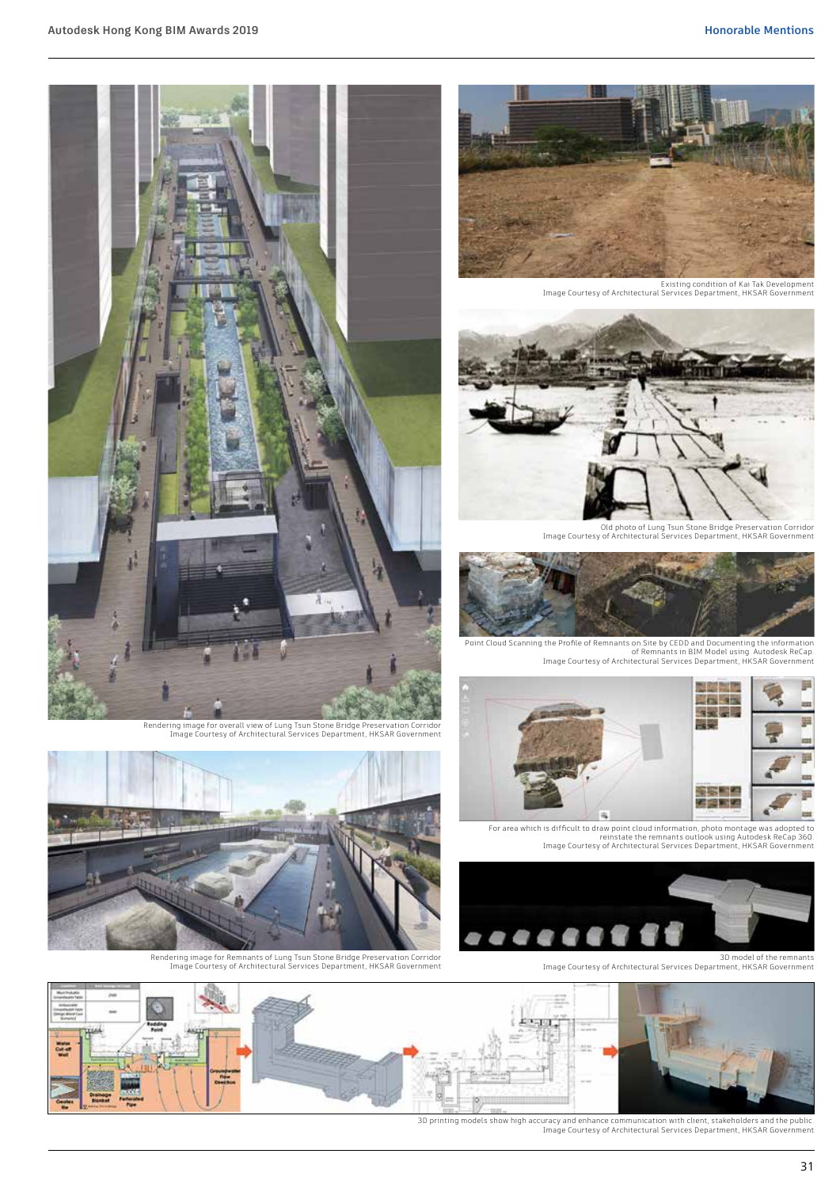Rendering image for overall view of Lung Tsun Stone Bridge Preservation Corridor
Image Courtesy of Architectural Services Department, HKSAR Government

Existing condition of Kai Tak Development
Image Courtesy of Architectural Services Department, HKSAR Government

Old photo of Lung Tsun Stone Bridge Preservation Corridor
Image Courtesy of Architectural Services Department, HKSAR Government

Point Cloud Scanning the Profile of Remnants on Site by CEDD and Documenting the information of Remnants in BIM Model using Autodesk ReCap
Image Courtesy of Architectural Services Department, HKSAR Government

Rendering image for Remnants of Lung Tsun Stone Bridge Preservation Corridor
Image Courtesy of Architectural Services Department, HKSAR Government

For area which is difficult to draw point cloud information, photo montage was adopted to reinstate the remnants outlook using Autodesk ReCap 360
Image Courtesy of Architectural Services Department, HKSAR Government

3D model of the remnants
Image Courtesy of Architectural Services Department, HKSAR Government

3D printing models show high accuracy and enhance communication with client, stakeholders and the public
Image Courtesy of Architectural Services Department, HKSAR Government